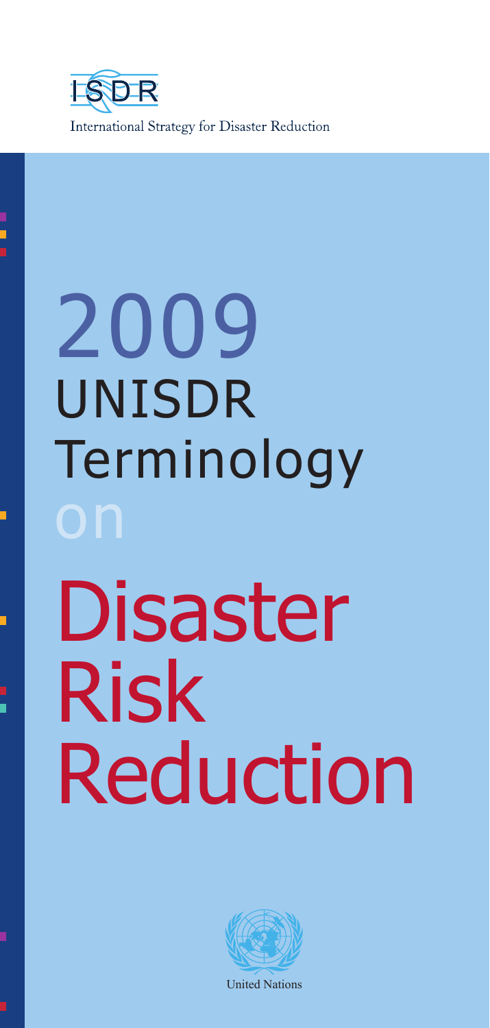ISDR

International Strategy for Disaster Reduction

# 2009 UNISDR Terminology on Disaster Risk Reduction

United Nations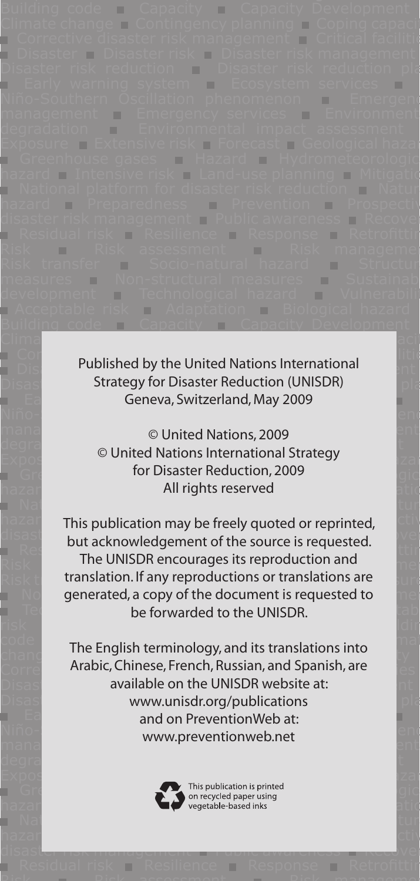Published by the United Nations International Strategy for Disaster Reduction (UNISDR)
Geneva, Switzerland, May 2009

© United Nations, 2009
© United Nations International Strategy for Disaster Reduction, 2009
All rights reserved

This publication may be freely quoted or reprinted, but acknowledgement of the source is requested. The UNISDR encourages its reproduction and translation. If any reproductions or translations are generated, a copy of the document is requested to be forwarded to the UNISDR.

The English terminology, and its translations into Arabic, Chinese, French, Russian, and Spanish, are available on the UNISDR website at:
www.unisdr.org/publications
and on PreventionWeb at:
www.preventionweb.net

This publication is printed on recycled paper using vegetable-based inks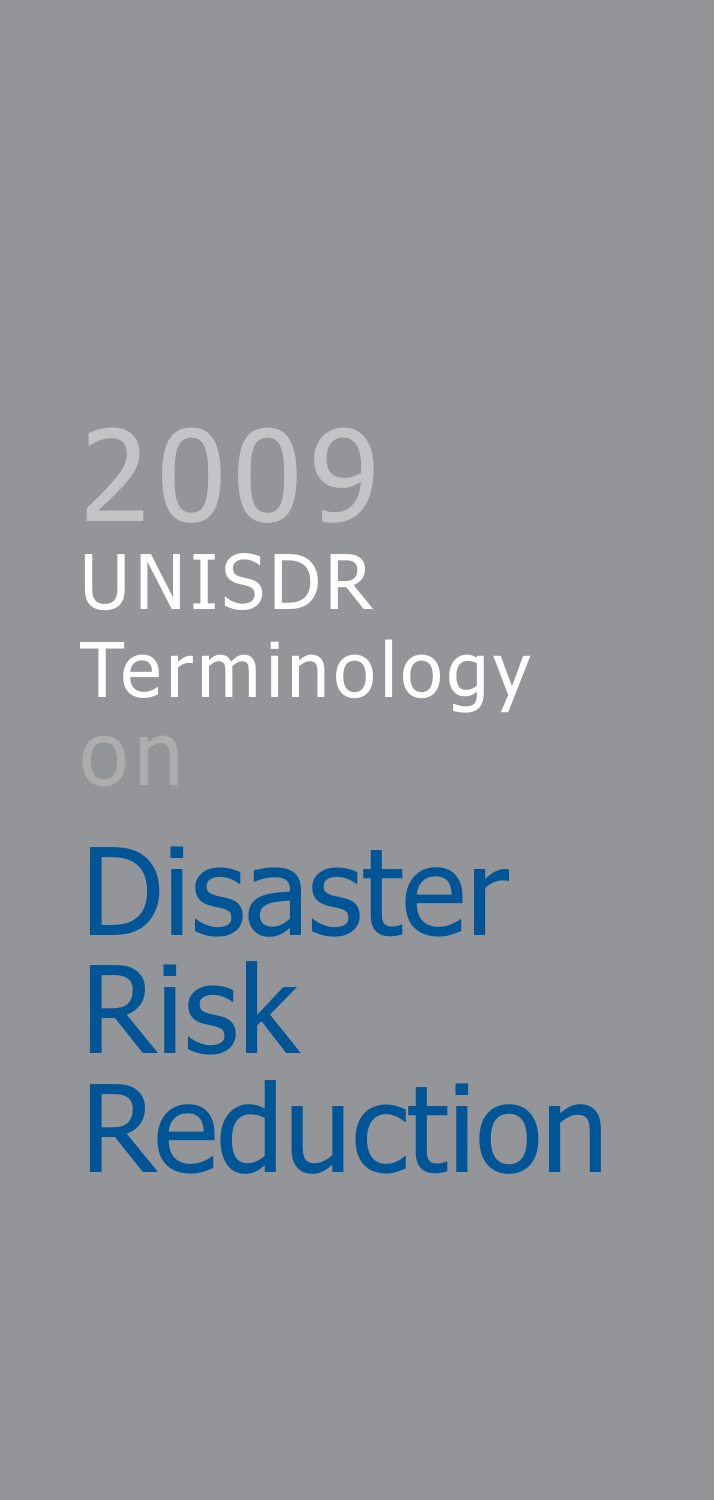# 2009 UNISDR Terminology on Disaster Risk Reduction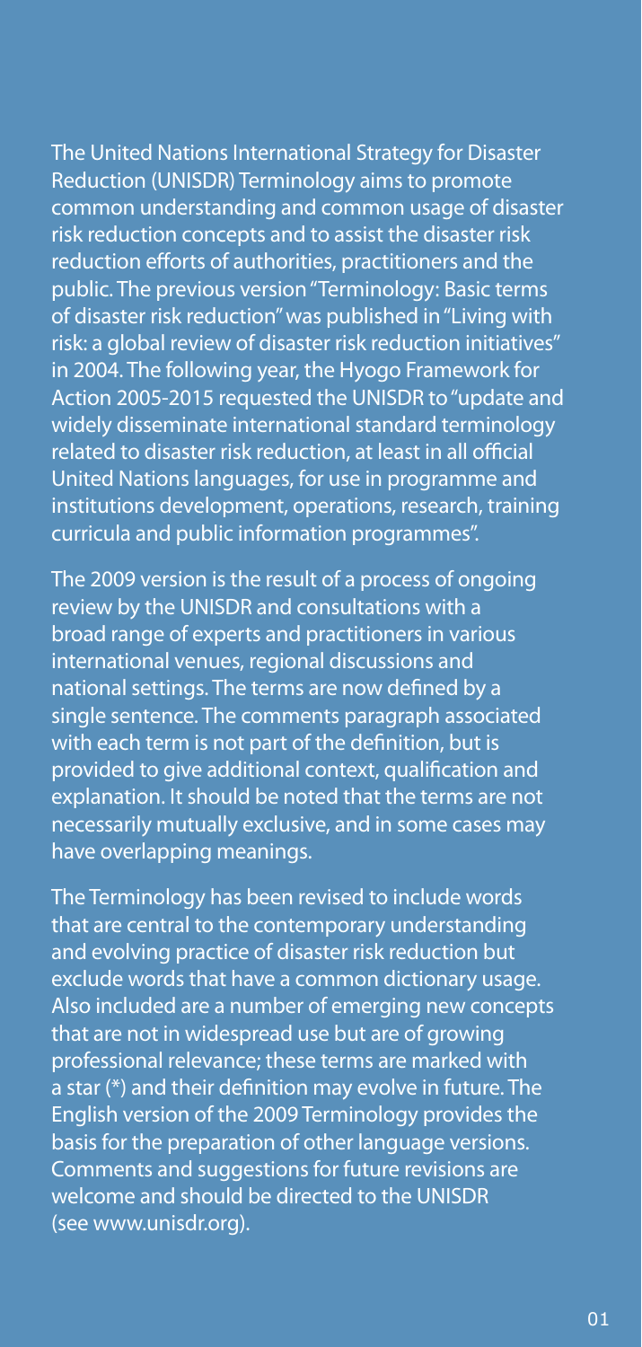The United Nations International Strategy for Disaster Reduction (UNISDR) Terminology aims to promote common understanding and common usage of disaster risk reduction concepts and to assist the disaster risk reduction efforts of authorities, practitioners and the public. The previous version "Terminology: Basic terms of disaster risk reduction" was published in "Living with risk: a global review of disaster risk reduction initiatives" in 2004. The following year, the Hyogo Framework for Action 2005-2015 requested the UNISDR to "update and widely disseminate international standard terminology related to disaster risk reduction, at least in all official United Nations languages, for use in programme and institutions development, operations, research, training curricula and public information programmes".

The 2009 version is the result of a process of ongoing review by the UNISDR and consultations with a broad range of experts and practitioners in various international venues, regional discussions and national settings. The terms are now defined by a single sentence. The comments paragraph associated with each term is not part of the definition, but is provided to give additional context, qualification and explanation. It should be noted that the terms are not necessarily mutually exclusive, and in some cases may have overlapping meanings.

The Terminology has been revised to include words that are central to the contemporary understanding and evolving practice of disaster risk reduction but exclude words that have a common dictionary usage. Also included are a number of emerging new concepts that are not in widespread use but are of growing professional relevance; these terms are marked with a star (*) and their definition may evolve in future. The English version of the 2009 Terminology provides the basis for the preparation of other language versions. Comments and suggestions for future revisions are welcome and should be directed to the UNISDR (see www.unisdr.org).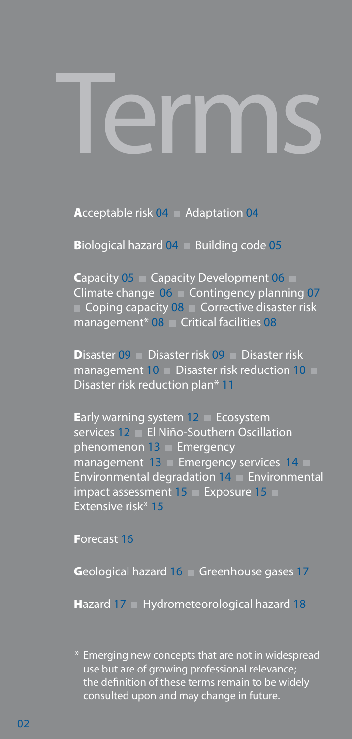# Terms

**A**cceptable risk 04 ■ Adaptation 04

**B**iological hazard 04 ■ Building code 05

**C**apacity 05 ■ Capacity Development 06 ■ Climate change 06 ■ Contingency planning 07 ■ Coping capacity 08 ■ Corrective disaster risk management* 08 ■ Critical facilities 08

**D**isaster 09 ■ Disaster risk 09 ■ Disaster risk management 10 ■ Disaster risk reduction 10 ■ Disaster risk reduction plan* 11

**E**arly warning system 12 ■ Ecosystem services 12 ■ El Niño-Southern Oscillation phenomenon 13 ■ Emergency management 13 ■ Emergency services 14 ■ Environmental degradation 14 ■ Environmental impact assessment 15 ■ Exposure 15 ■ Extensive risk* 15

**F**orecast 16

**G**eological hazard 16 ■ Greenhouse gases 17

**H**azard 17 ■ Hydrometeorological hazard 18

\* Emerging new concepts that are not in widespread use but are of growing professional relevance; the definition of these terms remain to be widely consulted upon and may change in future.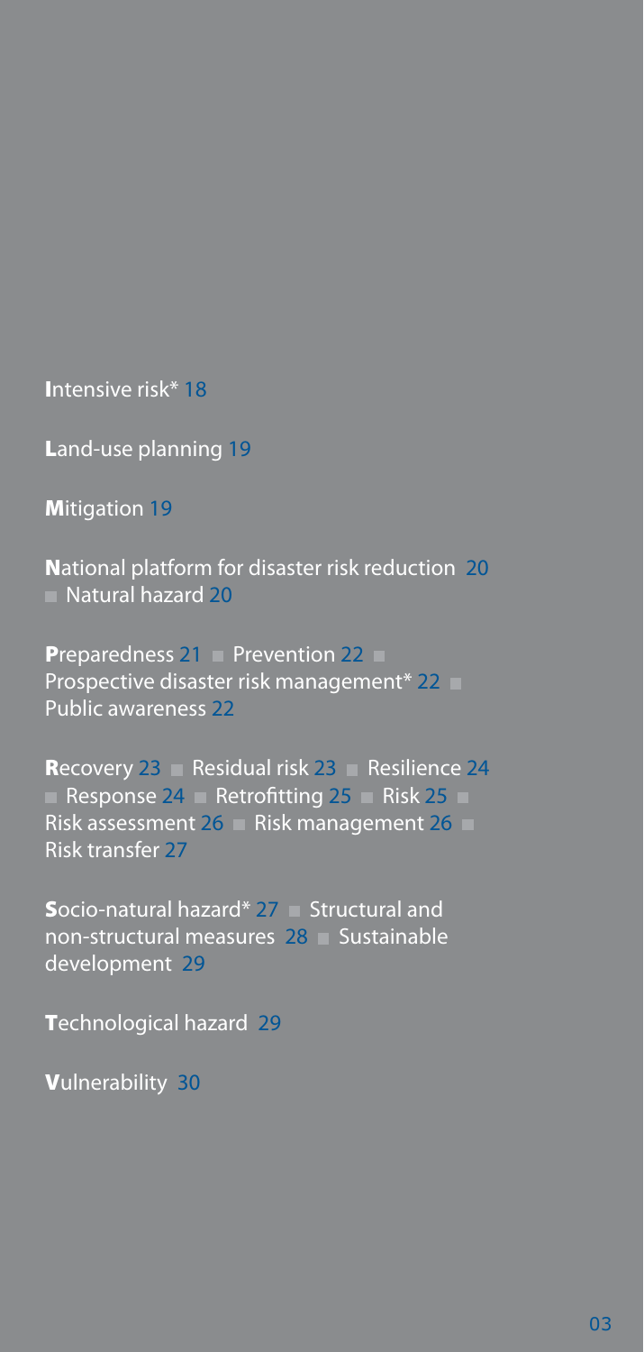**I**ntensive risk* 18

**L**and-use planning 19

**M**itigation 19

**N**ational platform for disaster risk reduction 20 ■ Natural hazard 20

**P**reparedness 21 ■ Prevention 22 ■ Prospective disaster risk management* 22 ■ Public awareness 22

**R**ecovery 23 ■ Residual risk 23 ■ Resilience 24 ■ Response 24 ■ Retrofitting 25 ■ Risk 25 ■ Risk assessment 26 ■ Risk management 26 ■ Risk transfer 27

**S**ocio-natural hazard* 27 ■ Structural and non-structural measures 28 ■ Sustainable development 29

**T**echnological hazard 29

**V**ulnerability 30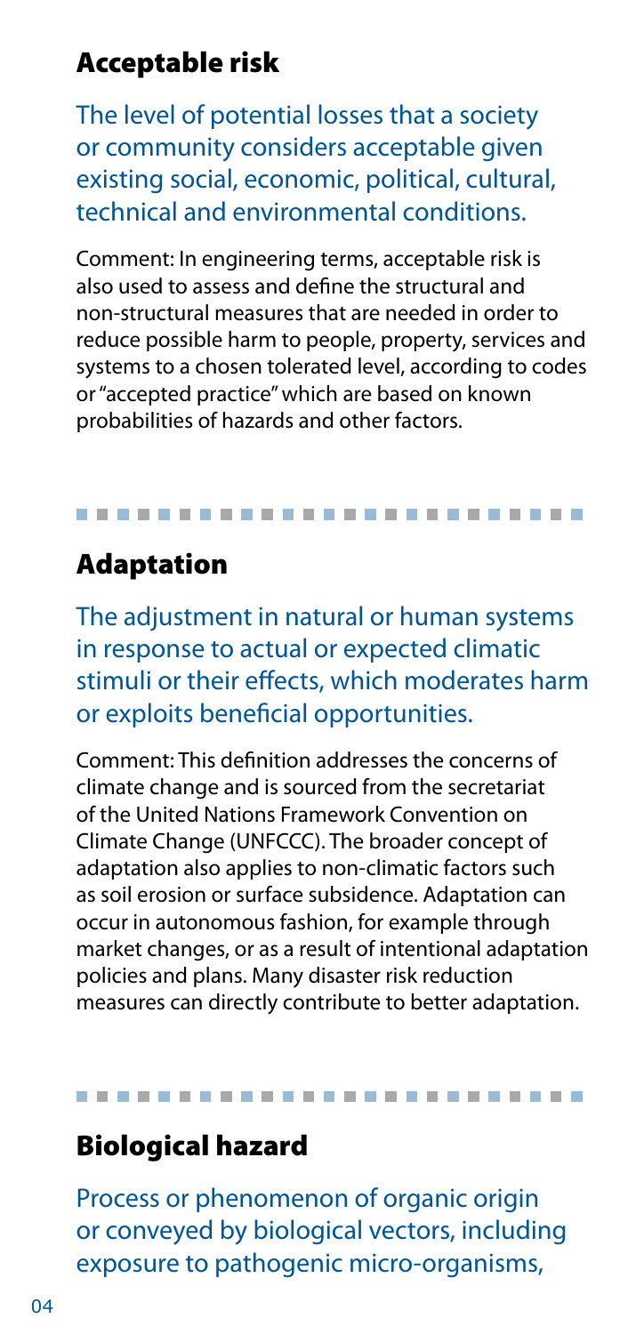## Acceptable risk

The level of potential losses that a society or community considers acceptable given existing social, economic, political, cultural, technical and environmental conditions.

Comment: In engineering terms, acceptable risk is also used to assess and define the structural and non-structural measures that are needed in order to reduce possible harm to people, property, services and systems to a chosen tolerated level, according to codes or "accepted practice" which are based on known probabilities of hazards and other factors.

## Adaptation

The adjustment in natural or human systems in response to actual or expected climatic stimuli or their effects, which moderates harm or exploits beneficial opportunities.

Comment: This definition addresses the concerns of climate change and is sourced from the secretariat of the United Nations Framework Convention on Climate Change (UNFCCC). The broader concept of adaptation also applies to non-climatic factors such as soil erosion or surface subsidence. Adaptation can occur in autonomous fashion, for example through market changes, or as a result of intentional adaptation policies and plans. Many disaster risk reduction measures can directly contribute to better adaptation.

## Biological hazard

Process or phenomenon of organic origin or conveyed by biological vectors, including exposure to pathogenic micro-organisms,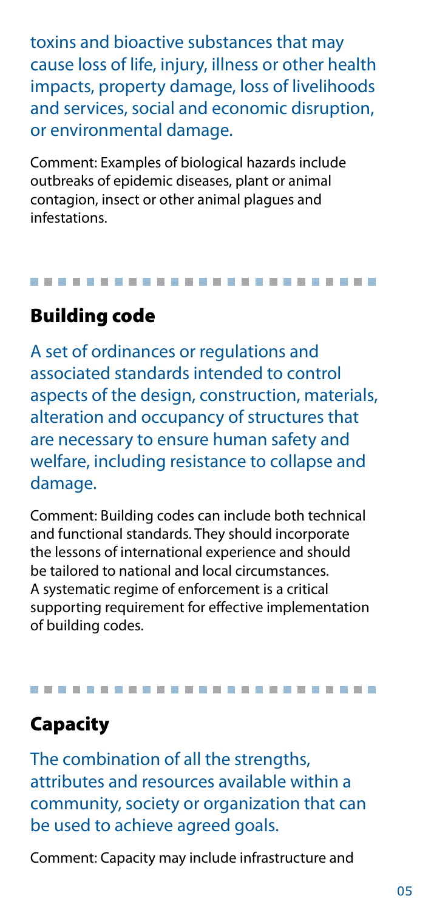toxins and bioactive substances that may cause loss of life, injury, illness or other health impacts, property damage, loss of livelihoods and services, social and economic disruption, or environmental damage.

Comment: Examples of biological hazards include outbreaks of epidemic diseases, plant or animal contagion, insect or other animal plagues and infestations.

## Building code

A set of ordinances or regulations and associated standards intended to control aspects of the design, construction, materials, alteration and occupancy of structures that are necessary to ensure human safety and welfare, including resistance to collapse and damage.

Comment: Building codes can include both technical and functional standards. They should incorporate the lessons of international experience and should be tailored to national and local circumstances. A systematic regime of enforcement is a critical supporting requirement for effective implementation of building codes.

## Capacity

The combination of all the strengths, attributes and resources available within a community, society or organization that can be used to achieve agreed goals.

Comment: Capacity may include infrastructure and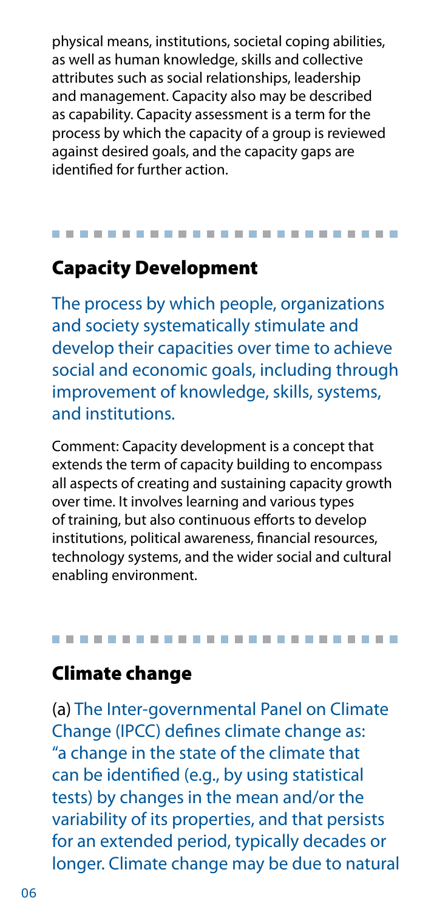physical means, institutions, societal coping abilities, as well as human knowledge, skills and collective attributes such as social relationships, leadership and management. Capacity also may be described as capability. Capacity assessment is a term for the process by which the capacity of a group is reviewed against desired goals, and the capacity gaps are identified for further action.

## Capacity Development

The process by which people, organizations and society systematically stimulate and develop their capacities over time to achieve social and economic goals, including through improvement of knowledge, skills, systems, and institutions.

Comment: Capacity development is a concept that extends the term of capacity building to encompass all aspects of creating and sustaining capacity growth over time. It involves learning and various types of training, but also continuous efforts to develop institutions, political awareness, financial resources, technology systems, and the wider social and cultural enabling environment.

## Climate change

(a) The Inter-governmental Panel on Climate Change (IPCC) defines climate change as: "a change in the state of the climate that can be identified (e.g., by using statistical tests) by changes in the mean and/or the variability of its properties, and that persists for an extended period, typically decades or longer. Climate change may be due to natural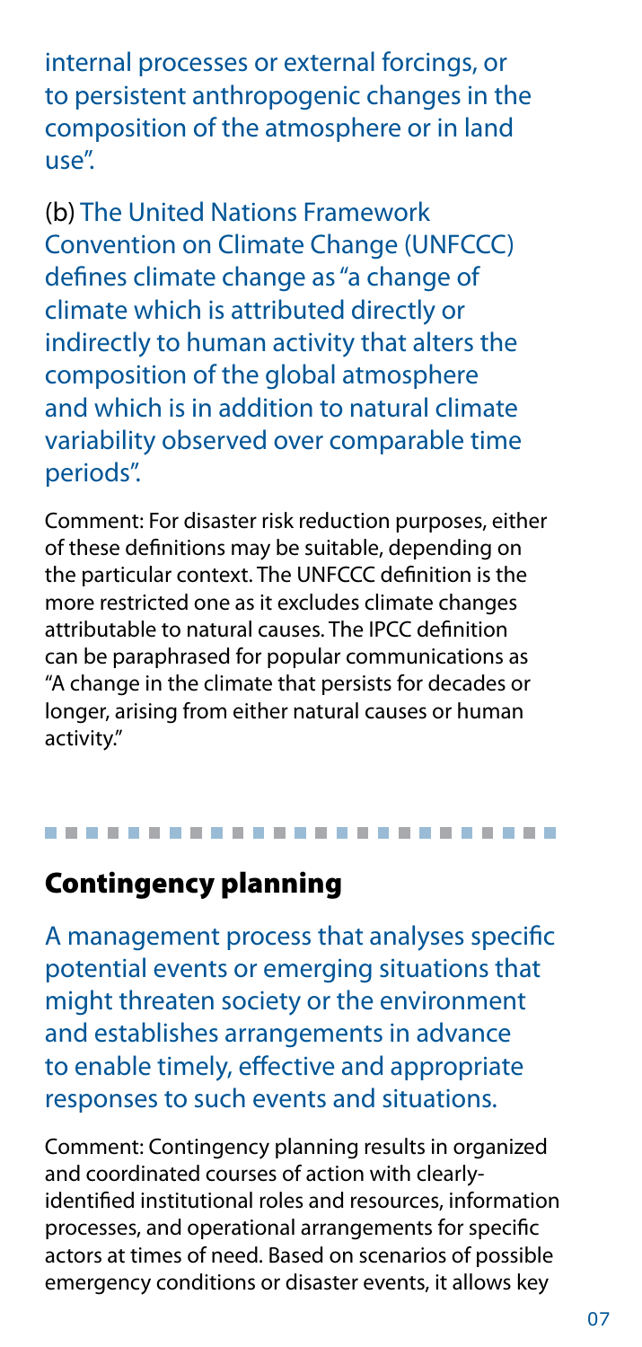internal processes or external forcings, or to persistent anthropogenic changes in the composition of the atmosphere or in land use".

(b) The United Nations Framework Convention on Climate Change (UNFCCC) defines climate change as "a change of climate which is attributed directly or indirectly to human activity that alters the composition of the global atmosphere and which is in addition to natural climate variability observed over comparable time periods".

Comment: For disaster risk reduction purposes, either of these definitions may be suitable, depending on the particular context. The UNFCCC definition is the more restricted one as it excludes climate changes attributable to natural causes. The IPCC definition can be paraphrased for popular communications as "A change in the climate that persists for decades or longer, arising from either natural causes or human activity."

## Contingency planning

A management process that analyses specific potential events or emerging situations that might threaten society or the environment and establishes arrangements in advance to enable timely, effective and appropriate responses to such events and situations.

Comment: Contingency planning results in organized and coordinated courses of action with clearly-identified institutional roles and resources, information processes, and operational arrangements for specific actors at times of need. Based on scenarios of possible emergency conditions or disaster events, it allows key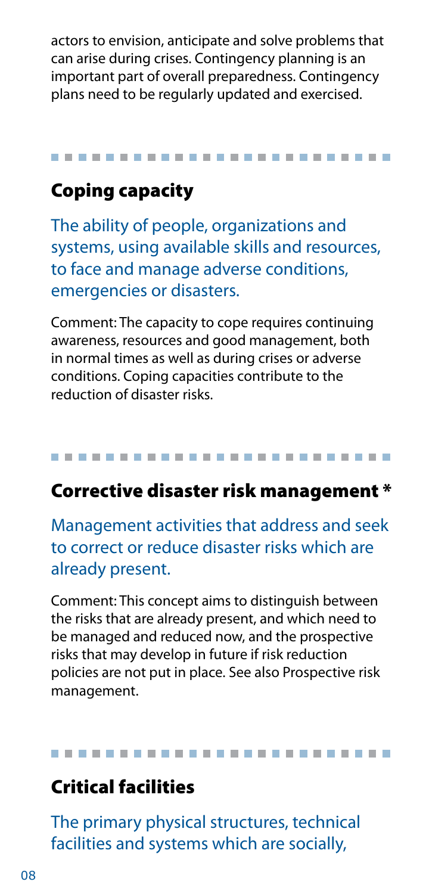actors to envision, anticipate and solve problems that can arise during crises. Contingency planning is an important part of overall preparedness. Contingency plans need to be regularly updated and exercised.

## Coping capacity

The ability of people, organizations and systems, using available skills and resources, to face and manage adverse conditions, emergencies or disasters.

Comment: The capacity to cope requires continuing awareness, resources and good management, both in normal times as well as during crises or adverse conditions. Coping capacities contribute to the reduction of disaster risks.

## Corrective disaster risk management *

Management activities that address and seek to correct or reduce disaster risks which are already present.

Comment: This concept aims to distinguish between the risks that are already present, and which need to be managed and reduced now, and the prospective risks that may develop in future if risk reduction policies are not put in place. See also Prospective risk management.

## Critical facilities

The primary physical structures, technical facilities and systems which are socially,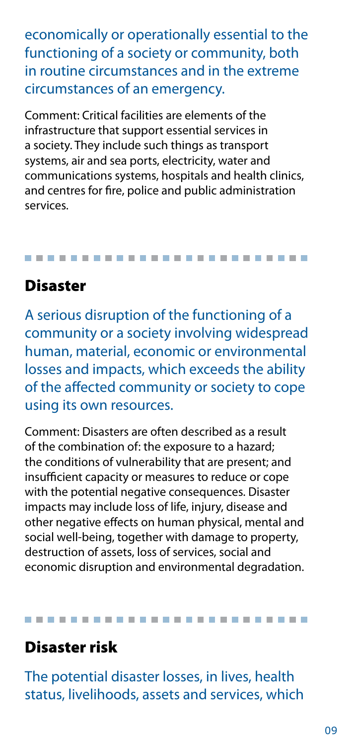economically or operationally essential to the functioning of a society or community, both in routine circumstances and in the extreme circumstances of an emergency.

Comment: Critical facilities are elements of the infrastructure that support essential services in a society. They include such things as transport systems, air and sea ports, electricity, water and communications systems, hospitals and health clinics, and centres for fire, police and public administration services.

## Disaster

A serious disruption of the functioning of a community or a society involving widespread human, material, economic or environmental losses and impacts, which exceeds the ability of the affected community or society to cope using its own resources.

Comment: Disasters are often described as a result of the combination of: the exposure to a hazard; the conditions of vulnerability that are present; and insufficient capacity or measures to reduce or cope with the potential negative consequences. Disaster impacts may include loss of life, injury, disease and other negative effects on human physical, mental and social well-being, together with damage to property, destruction of assets, loss of services, social and economic disruption and environmental degradation.

## Disaster risk

The potential disaster losses, in lives, health status, livelihoods, assets and services, which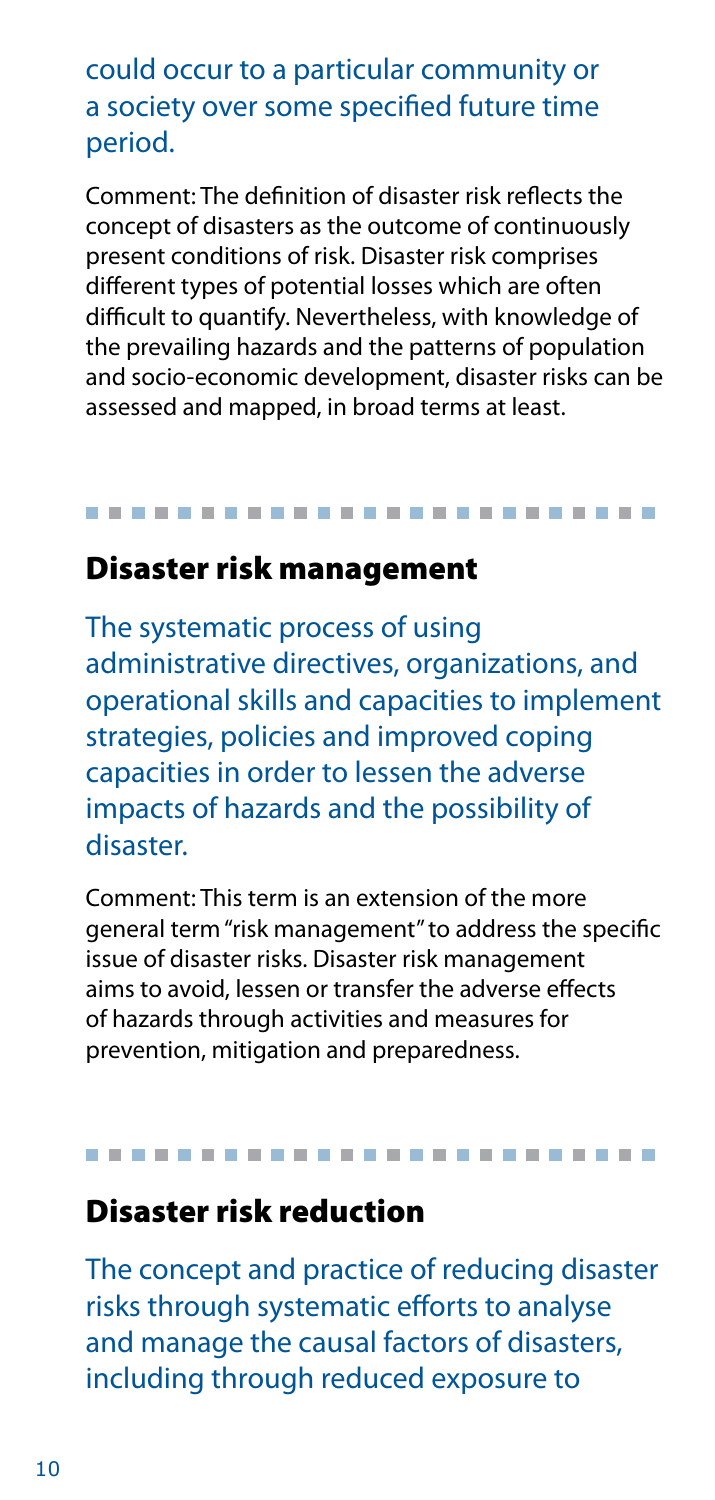could occur to a particular community or a society over some specified future time period.

Comment: The definition of disaster risk reflects the concept of disasters as the outcome of continuously present conditions of risk. Disaster risk comprises different types of potential losses which are often difficult to quantify. Nevertheless, with knowledge of the prevailing hazards and the patterns of population and socio-economic development, disaster risks can be assessed and mapped, in broad terms at least.

---

## Disaster risk management

The systematic process of using administrative directives, organizations, and operational skills and capacities to implement strategies, policies and improved coping capacities in order to lessen the adverse impacts of hazards and the possibility of disaster.

Comment: This term is an extension of the more general term "risk management" to address the specific issue of disaster risks. Disaster risk management aims to avoid, lessen or transfer the adverse effects of hazards through activities and measures for prevention, mitigation and preparedness.

---

## Disaster risk reduction

The concept and practice of reducing disaster risks through systematic efforts to analyse and manage the causal factors of disasters, including through reduced exposure to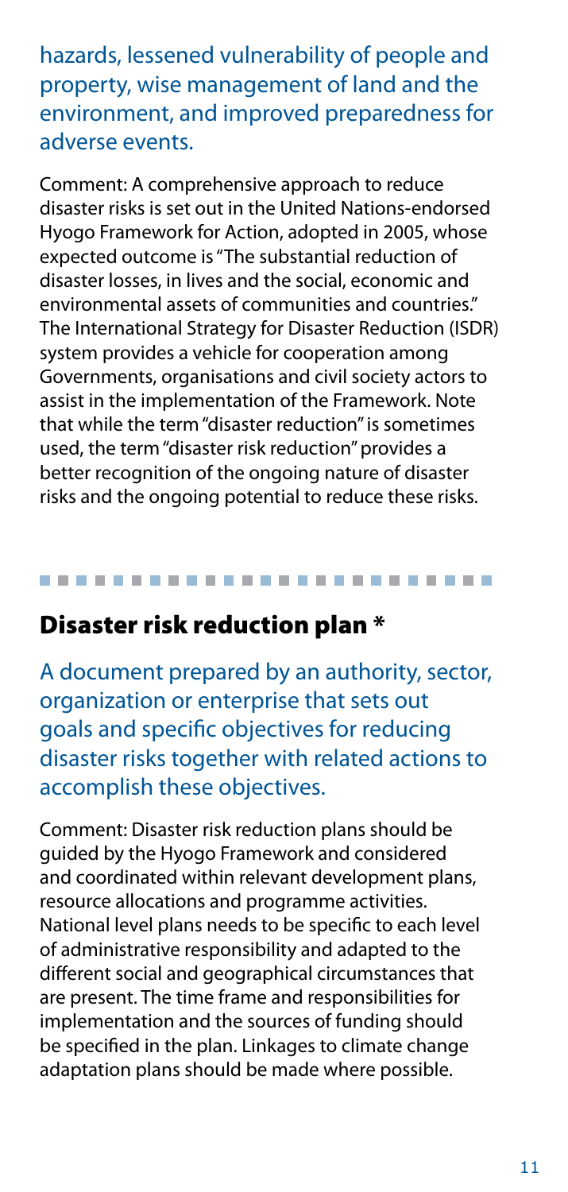hazards, lessened vulnerability of people and property, wise management of land and the environment, and improved preparedness for adverse events.

Comment: A comprehensive approach to reduce disaster risks is set out in the United Nations-endorsed Hyogo Framework for Action, adopted in 2005, whose expected outcome is "The substantial reduction of disaster losses, in lives and the social, economic and environmental assets of communities and countries." The International Strategy for Disaster Reduction (ISDR) system provides a vehicle for cooperation among Governments, organisations and civil society actors to assist in the implementation of the Framework. Note that while the term "disaster reduction" is sometimes used, the term "disaster risk reduction" provides a better recognition of the ongoing nature of disaster risks and the ongoing potential to reduce these risks.

---

## Disaster risk reduction plan *

A document prepared by an authority, sector, organization or enterprise that sets out goals and specific objectives for reducing disaster risks together with related actions to accomplish these objectives.

Comment: Disaster risk reduction plans should be guided by the Hyogo Framework and considered and coordinated within relevant development plans, resource allocations and programme activities. National level plans needs to be specific to each level of administrative responsibility and adapted to the different social and geographical circumstances that are present. The time frame and responsibilities for implementation and the sources of funding should be specified in the plan. Linkages to climate change adaptation plans should be made where possible.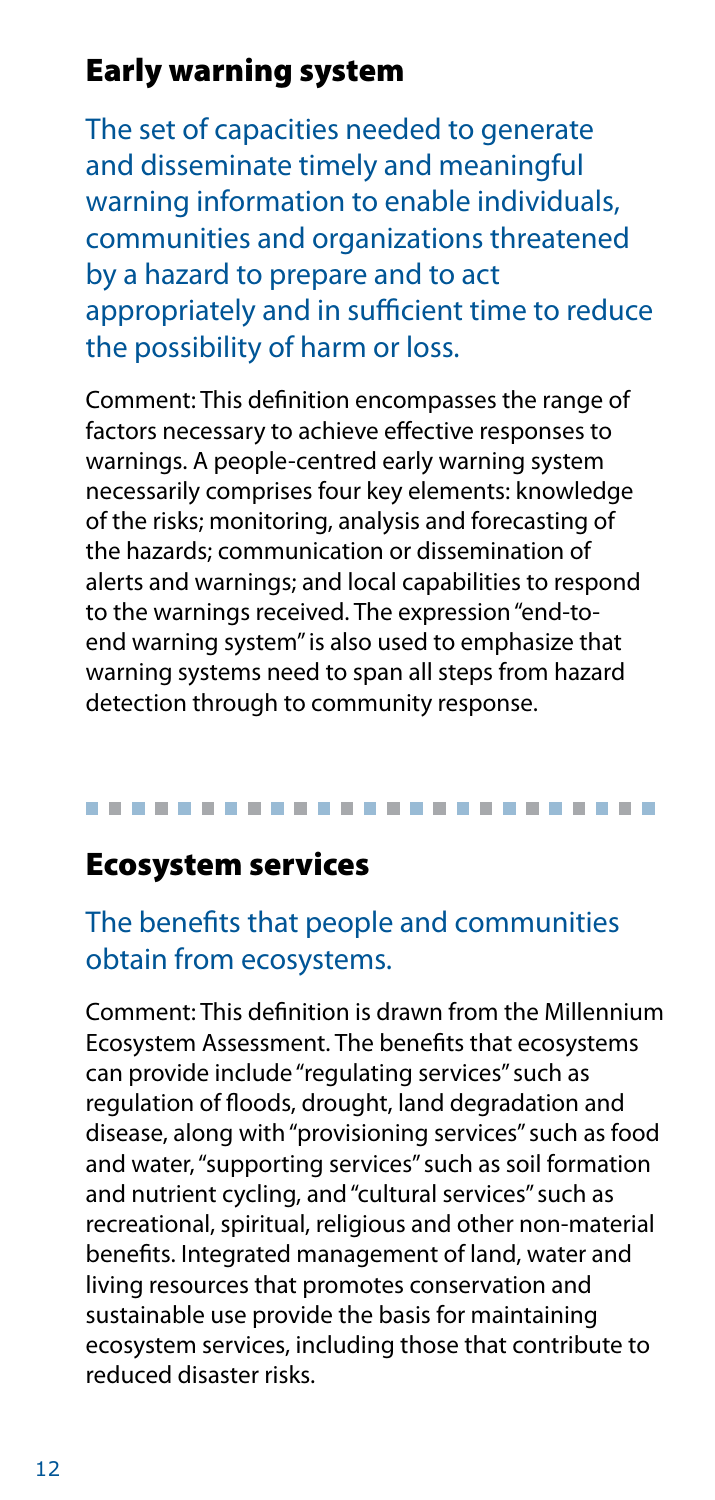## Early warning system

The set of capacities needed to generate and disseminate timely and meaningful warning information to enable individuals, communities and organizations threatened by a hazard to prepare and to act appropriately and in sufficient time to reduce the possibility of harm or loss.

Comment: This definition encompasses the range of factors necessary to achieve effective responses to warnings. A people-centred early warning system necessarily comprises four key elements: knowledge of the risks; monitoring, analysis and forecasting of the hazards; communication or dissemination of alerts and warnings; and local capabilities to respond to the warnings received. The expression "end-to-end warning system" is also used to emphasize that warning systems need to span all steps from hazard detection through to community response.

## Ecosystem services

The benefits that people and communities obtain from ecosystems.

Comment: This definition is drawn from the Millennium Ecosystem Assessment. The benefits that ecosystems can provide include "regulating services" such as regulation of floods, drought, land degradation and disease, along with "provisioning services" such as food and water, "supporting services" such as soil formation and nutrient cycling, and "cultural services" such as recreational, spiritual, religious and other non-material benefits. Integrated management of land, water and living resources that promotes conservation and sustainable use provide the basis for maintaining ecosystem services, including those that contribute to reduced disaster risks.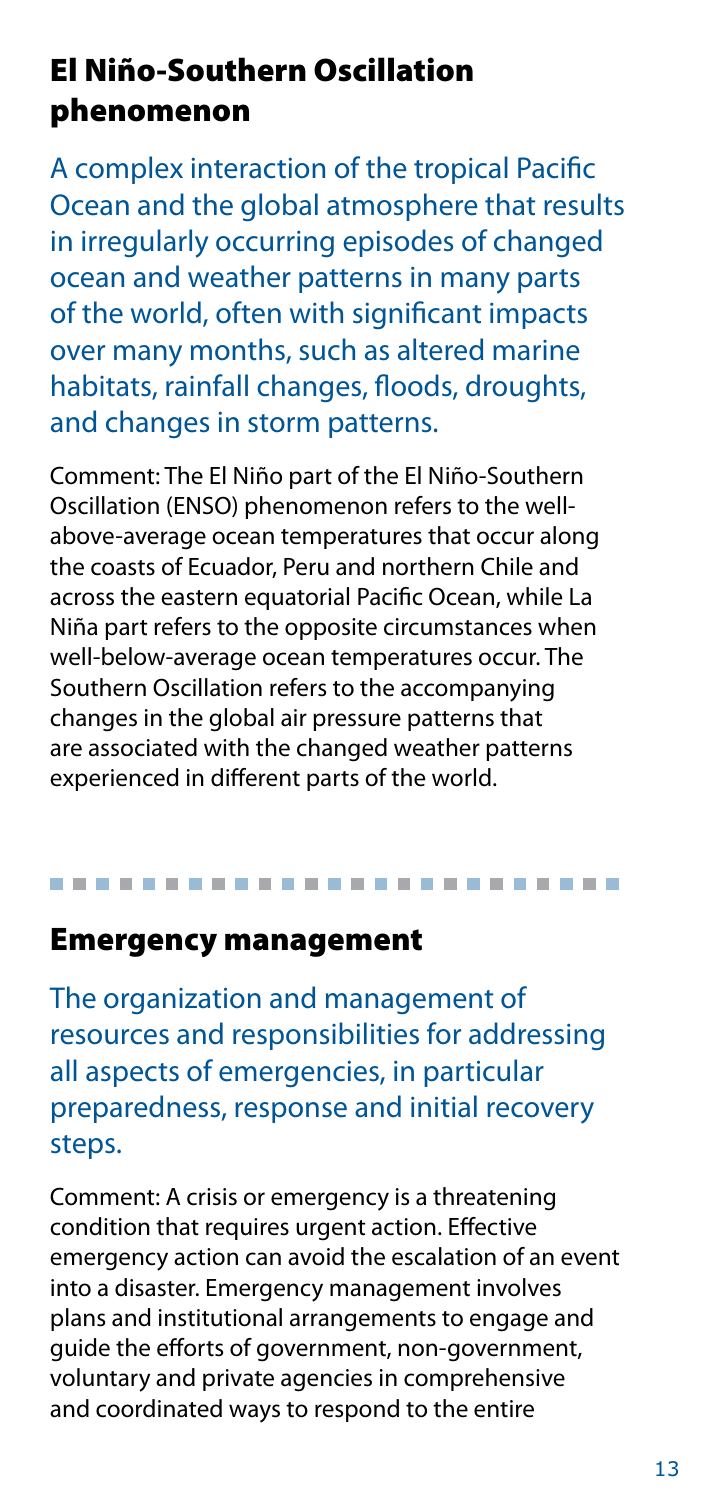## El Niño-Southern Oscillation phenomenon

A complex interaction of the tropical Pacific Ocean and the global atmosphere that results in irregularly occurring episodes of changed ocean and weather patterns in many parts of the world, often with significant impacts over many months, such as altered marine habitats, rainfall changes, floods, droughts, and changes in storm patterns.

Comment: The El Niño part of the El Niño-Southern Oscillation (ENSO) phenomenon refers to the well-above-average ocean temperatures that occur along the coasts of Ecuador, Peru and northern Chile and across the eastern equatorial Pacific Ocean, while La Niña part refers to the opposite circumstances when well-below-average ocean temperatures occur. The Southern Oscillation refers to the accompanying changes in the global air pressure patterns that are associated with the changed weather patterns experienced in different parts of the world.

## Emergency management

The organization and management of resources and responsibilities for addressing all aspects of emergencies, in particular preparedness, response and initial recovery steps.

Comment: A crisis or emergency is a threatening condition that requires urgent action. Effective emergency action can avoid the escalation of an event into a disaster. Emergency management involves plans and institutional arrangements to engage and guide the efforts of government, non-government, voluntary and private agencies in comprehensive and coordinated ways to respond to the entire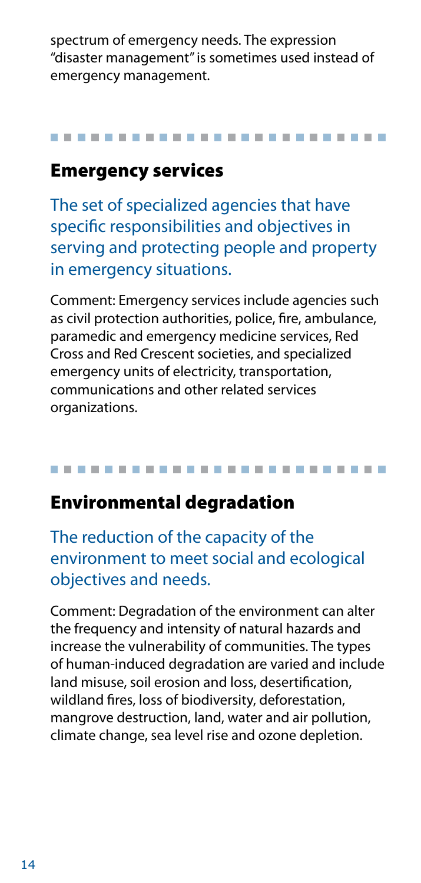spectrum of emergency needs. The expression "disaster management" is sometimes used instead of emergency management.

## Emergency services

The set of specialized agencies that have specific responsibilities and objectives in serving and protecting people and property in emergency situations.

Comment: Emergency services include agencies such as civil protection authorities, police, fire, ambulance, paramedic and emergency medicine services, Red Cross and Red Crescent societies, and specialized emergency units of electricity, transportation, communications and other related services organizations.

## Environmental degradation

The reduction of the capacity of the environment to meet social and ecological objectives and needs.

Comment: Degradation of the environment can alter the frequency and intensity of natural hazards and increase the vulnerability of communities. The types of human-induced degradation are varied and include land misuse, soil erosion and loss, desertification, wildland fires, loss of biodiversity, deforestation, mangrove destruction, land, water and air pollution, climate change, sea level rise and ozone depletion.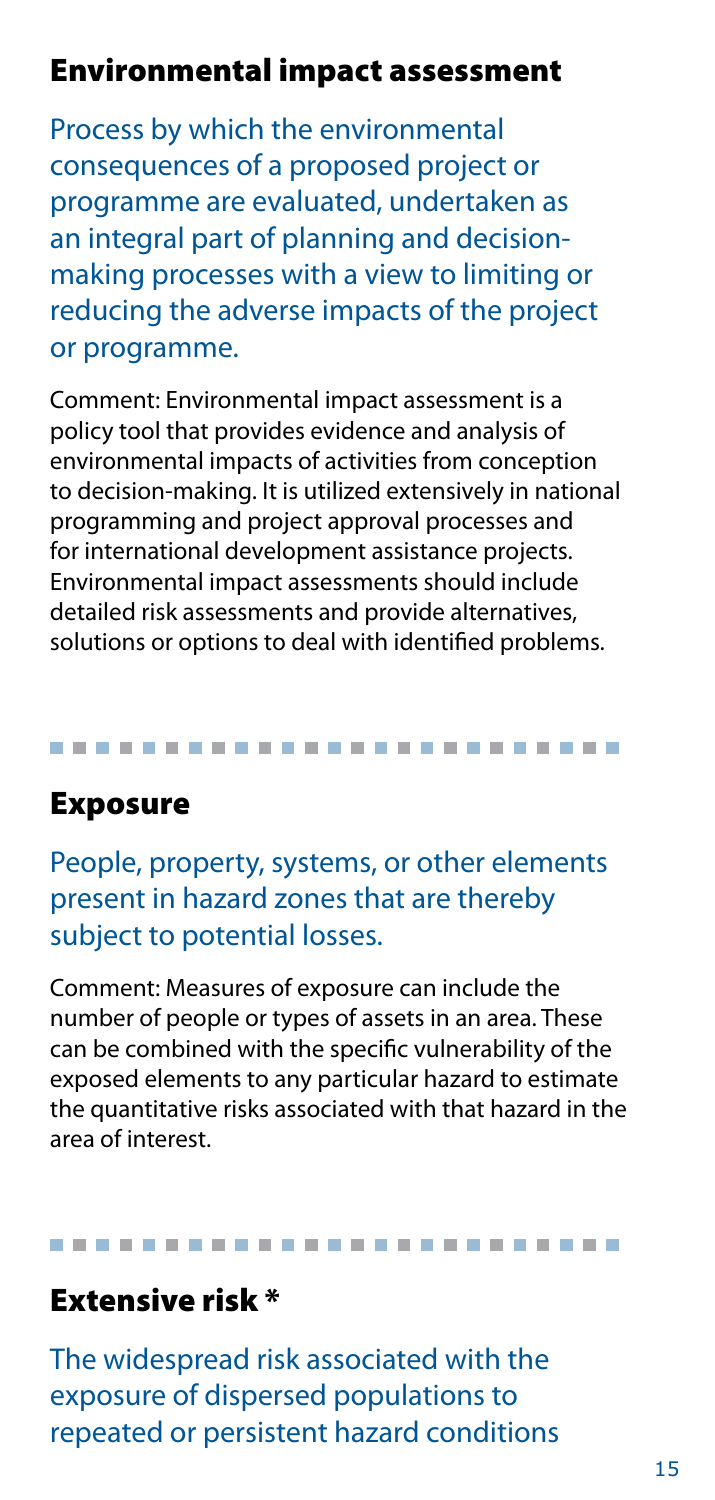## Environmental impact assessment

Process by which the environmental consequences of a proposed project or programme are evaluated, undertaken as an integral part of planning and decision-making processes with a view to limiting or reducing the adverse impacts of the project or programme.

Comment: Environmental impact assessment is a policy tool that provides evidence and analysis of environmental impacts of activities from conception to decision-making. It is utilized extensively in national programming and project approval processes and for international development assistance projects. Environmental impact assessments should include detailed risk assessments and provide alternatives, solutions or options to deal with identified problems.

---

## Exposure

People, property, systems, or other elements present in hazard zones that are thereby subject to potential losses.

Comment: Measures of exposure can include the number of people or types of assets in an area. These can be combined with the specific vulnerability of the exposed elements to any particular hazard to estimate the quantitative risks associated with that hazard in the area of interest.

---

## Extensive risk *

The widespread risk associated with the exposure of dispersed populations to repeated or persistent hazard conditions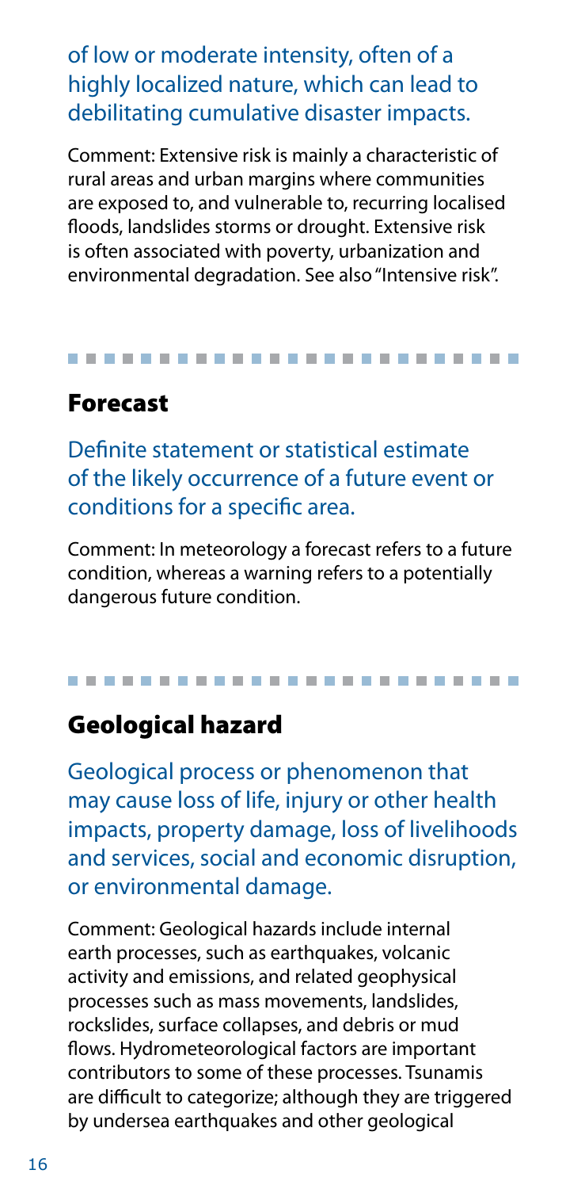of low or moderate intensity, often of a highly localized nature, which can lead to debilitating cumulative disaster impacts.

Comment: Extensive risk is mainly a characteristic of rural areas and urban margins where communities are exposed to, and vulnerable to, recurring localised floods, landslides storms or drought. Extensive risk is often associated with poverty, urbanization and environmental degradation. See also "Intensive risk".

## Forecast

Definite statement or statistical estimate of the likely occurrence of a future event or conditions for a specific area.

Comment: In meteorology a forecast refers to a future condition, whereas a warning refers to a potentially dangerous future condition.

## Geological hazard

Geological process or phenomenon that may cause loss of life, injury or other health impacts, property damage, loss of livelihoods and services, social and economic disruption, or environmental damage.

Comment: Geological hazards include internal earth processes, such as earthquakes, volcanic activity and emissions, and related geophysical processes such as mass movements, landslides, rockslides, surface collapses, and debris or mud flows. Hydrometeorological factors are important contributors to some of these processes. Tsunamis are difficult to categorize; although they are triggered by undersea earthquakes and other geological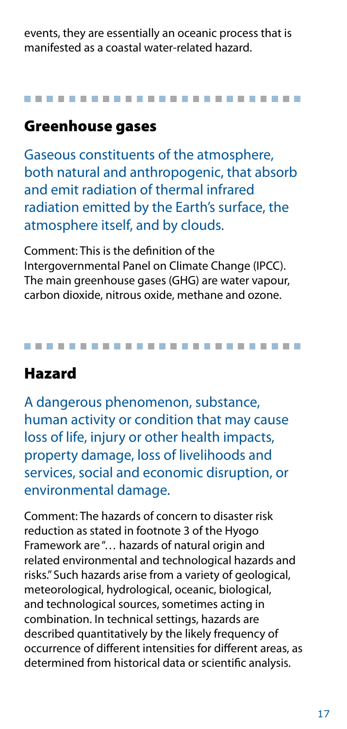events, they are essentially an oceanic process that is manifested as a coastal water-related hazard.

## Greenhouse gases

Gaseous constituents of the atmosphere, both natural and anthropogenic, that absorb and emit radiation of thermal infrared radiation emitted by the Earth's surface, the atmosphere itself, and by clouds.

Comment: This is the definition of the Intergovernmental Panel on Climate Change (IPCC). The main greenhouse gases (GHG) are water vapour, carbon dioxide, nitrous oxide, methane and ozone.

## Hazard

A dangerous phenomenon, substance, human activity or condition that may cause loss of life, injury or other health impacts, property damage, loss of livelihoods and services, social and economic disruption, or environmental damage.

Comment: The hazards of concern to disaster risk reduction as stated in footnote 3 of the Hyogo Framework are "… hazards of natural origin and related environmental and technological hazards and risks." Such hazards arise from a variety of geological, meteorological, hydrological, oceanic, biological, and technological sources, sometimes acting in combination. In technical settings, hazards are described quantitatively by the likely frequency of occurrence of different intensities for different areas, as determined from historical data or scientific analysis.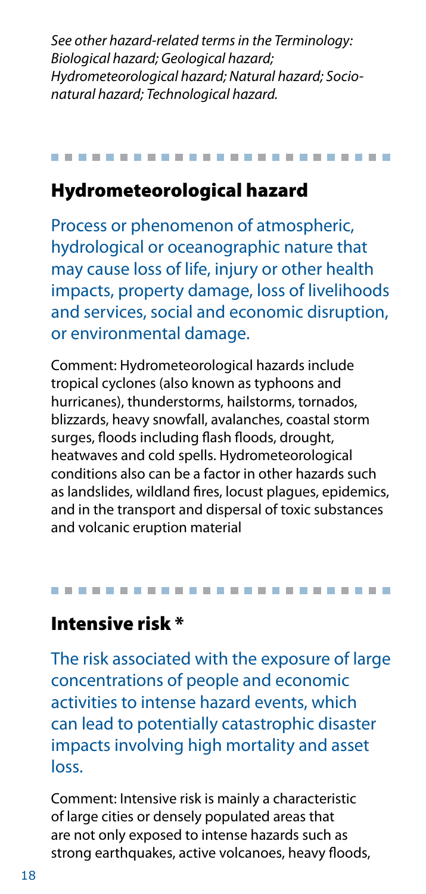*See other hazard-related terms in the Terminology: Biological hazard; Geological hazard; Hydrometeorological hazard; Natural hazard; Socio-natural hazard; Technological hazard.*

---

## Hydrometeorological hazard

Process or phenomenon of atmospheric, hydrological or oceanographic nature that may cause loss of life, injury or other health impacts, property damage, loss of livelihoods and services, social and economic disruption, or environmental damage.

Comment: Hydrometeorological hazards include tropical cyclones (also known as typhoons and hurricanes), thunderstorms, hailstorms, tornados, blizzards, heavy snowfall, avalanches, coastal storm surges, floods including flash floods, drought, heatwaves and cold spells. Hydrometeorological conditions also can be a factor in other hazards such as landslides, wildland fires, locust plagues, epidemics, and in the transport and dispersal of toxic substances and volcanic eruption material

---

## Intensive risk *

The risk associated with the exposure of large concentrations of people and economic activities to intense hazard events, which can lead to potentially catastrophic disaster impacts involving high mortality and asset loss.

Comment: Intensive risk is mainly a characteristic of large cities or densely populated areas that are not only exposed to intense hazards such as strong earthquakes, active volcanoes, heavy floods,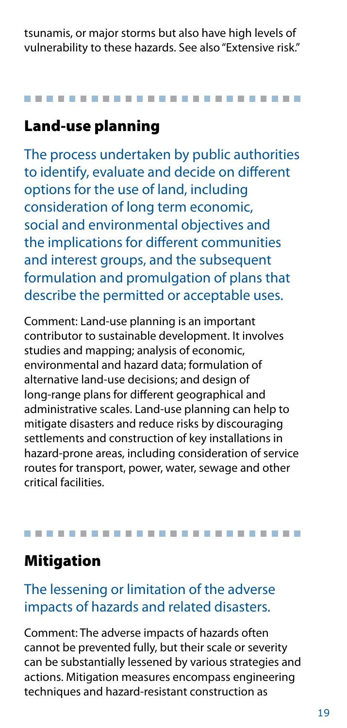tsunamis, or major storms but also have high levels of vulnerability to these hazards. See also "Extensive risk."

## Land-use planning

The process undertaken by public authorities to identify, evaluate and decide on different options for the use of land, including consideration of long term economic, social and environmental objectives and the implications for different communities and interest groups, and the subsequent formulation and promulgation of plans that describe the permitted or acceptable uses.

Comment: Land-use planning is an important contributor to sustainable development. It involves studies and mapping; analysis of economic, environmental and hazard data; formulation of alternative land-use decisions; and design of long-range plans for different geographical and administrative scales. Land-use planning can help to mitigate disasters and reduce risks by discouraging settlements and construction of key installations in hazard-prone areas, including consideration of service routes for transport, power, water, sewage and other critical facilities.

## Mitigation

The lessening or limitation of the adverse impacts of hazards and related disasters.

Comment: The adverse impacts of hazards often cannot be prevented fully, but their scale or severity can be substantially lessened by various strategies and actions. Mitigation measures encompass engineering techniques and hazard-resistant construction as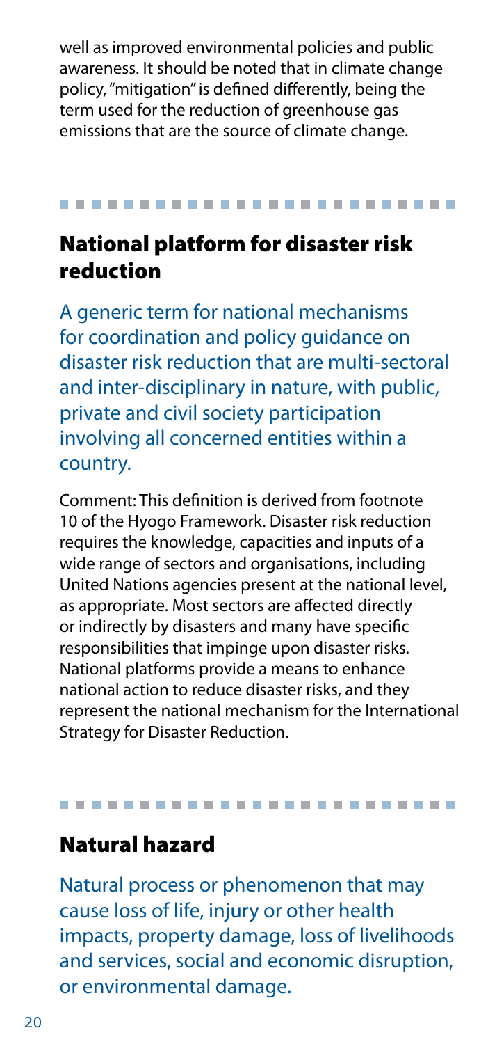well as improved environmental policies and public awareness. It should be noted that in climate change policy, "mitigation" is defined differently, being the term used for the reduction of greenhouse gas emissions that are the source of climate change.

---

## National platform for disaster risk reduction

A generic term for national mechanisms for coordination and policy guidance on disaster risk reduction that are multi-sectoral and inter-disciplinary in nature, with public, private and civil society participation involving all concerned entities within a country.

Comment: This definition is derived from footnote 10 of the Hyogo Framework. Disaster risk reduction requires the knowledge, capacities and inputs of a wide range of sectors and organisations, including United Nations agencies present at the national level, as appropriate. Most sectors are affected directly or indirectly by disasters and many have specific responsibilities that impinge upon disaster risks. National platforms provide a means to enhance national action to reduce disaster risks, and they represent the national mechanism for the International Strategy for Disaster Reduction.

---

## Natural hazard

Natural process or phenomenon that may cause loss of life, injury or other health impacts, property damage, loss of livelihoods and services, social and economic disruption, or environmental damage.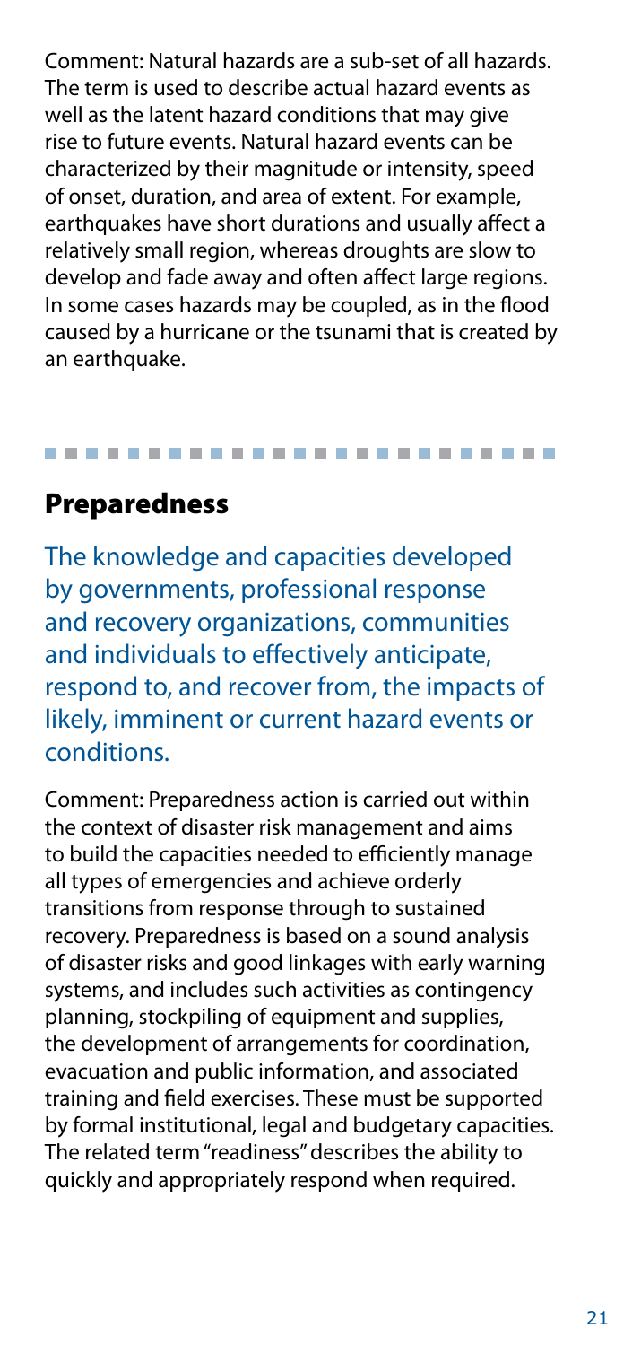Comment: Natural hazards are a sub-set of all hazards. The term is used to describe actual hazard events as well as the latent hazard conditions that may give rise to future events. Natural hazard events can be characterized by their magnitude or intensity, speed of onset, duration, and area of extent. For example, earthquakes have short durations and usually affect a relatively small region, whereas droughts are slow to develop and fade away and often affect large regions. In some cases hazards may be coupled, as in the flood caused by a hurricane or the tsunami that is created by an earthquake.

## Preparedness

The knowledge and capacities developed by governments, professional response and recovery organizations, communities and individuals to effectively anticipate, respond to, and recover from, the impacts of likely, imminent or current hazard events or conditions.

Comment: Preparedness action is carried out within the context of disaster risk management and aims to build the capacities needed to efficiently manage all types of emergencies and achieve orderly transitions from response through to sustained recovery. Preparedness is based on a sound analysis of disaster risks and good linkages with early warning systems, and includes such activities as contingency planning, stockpiling of equipment and supplies, the development of arrangements for coordination, evacuation and public information, and associated training and field exercises. These must be supported by formal institutional, legal and budgetary capacities. The related term "readiness" describes the ability to quickly and appropriately respond when required.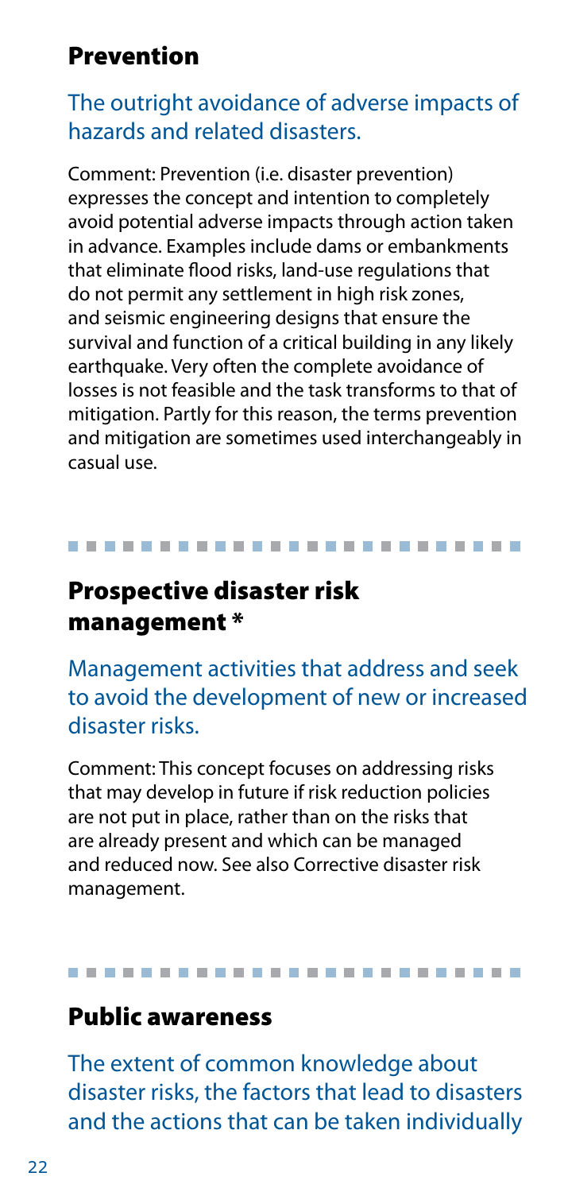## Prevention

The outright avoidance of adverse impacts of hazards and related disasters.

Comment: Prevention (i.e. disaster prevention) expresses the concept and intention to completely avoid potential adverse impacts through action taken in advance. Examples include dams or embankments that eliminate flood risks, land-use regulations that do not permit any settlement in high risk zones, and seismic engineering designs that ensure the survival and function of a critical building in any likely earthquake. Very often the complete avoidance of losses is not feasible and the task transforms to that of mitigation. Partly for this reason, the terms prevention and mitigation are sometimes used interchangeably in casual use.

---

## Prospective disaster risk management *

Management activities that address and seek to avoid the development of new or increased disaster risks.

Comment: This concept focuses on addressing risks that may develop in future if risk reduction policies are not put in place, rather than on the risks that are already present and which can be managed and reduced now. See also Corrective disaster risk management.

---

## Public awareness

The extent of common knowledge about disaster risks, the factors that lead to disasters and the actions that can be taken individually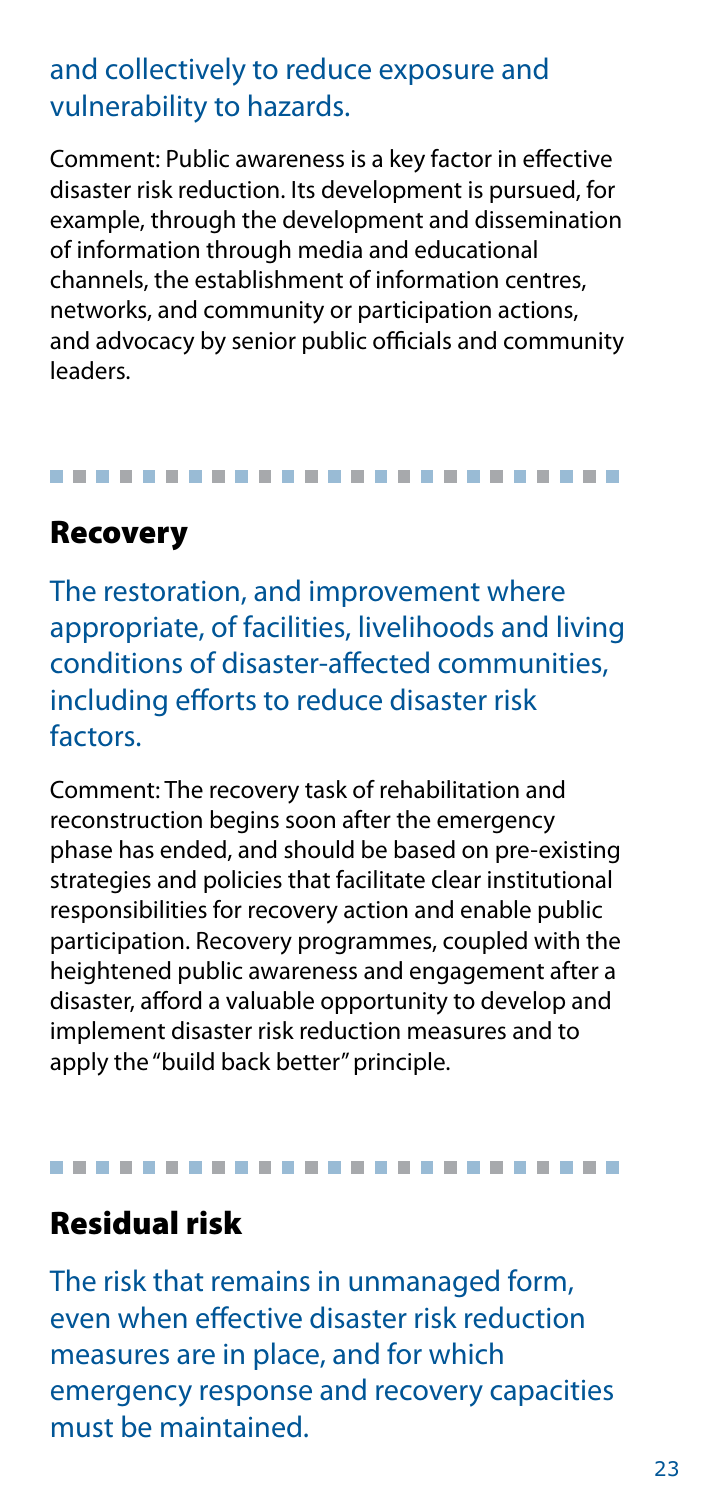and collectively to reduce exposure and vulnerability to hazards.

Comment: Public awareness is a key factor in effective disaster risk reduction. Its development is pursued, for example, through the development and dissemination of information through media and educational channels, the establishment of information centres, networks, and community or participation actions, and advocacy by senior public officials and community leaders.

## Recovery

The restoration, and improvement where appropriate, of facilities, livelihoods and living conditions of disaster-affected communities, including efforts to reduce disaster risk factors.

Comment: The recovery task of rehabilitation and reconstruction begins soon after the emergency phase has ended, and should be based on pre-existing strategies and policies that facilitate clear institutional responsibilities for recovery action and enable public participation. Recovery programmes, coupled with the heightened public awareness and engagement after a disaster, afford a valuable opportunity to develop and implement disaster risk reduction measures and to apply the "build back better" principle.

## Residual risk

The risk that remains in unmanaged form, even when effective disaster risk reduction measures are in place, and for which emergency response and recovery capacities must be maintained.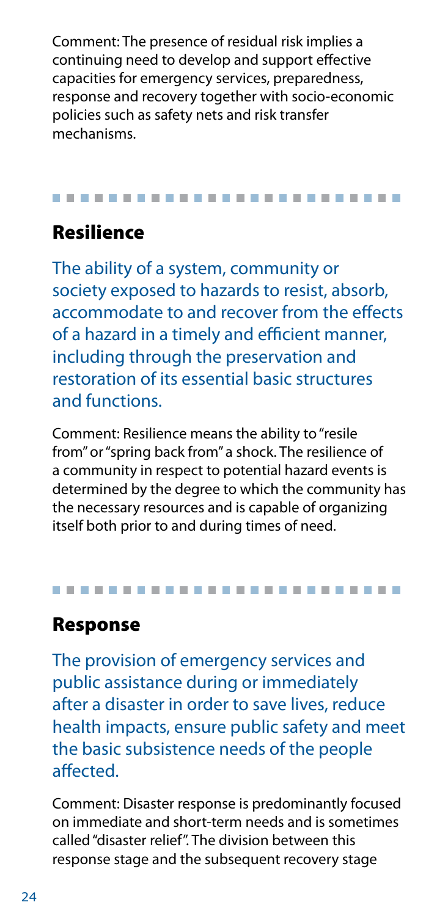Comment: The presence of residual risk implies a continuing need to develop and support effective capacities for emergency services, preparedness, response and recovery together with socio-economic policies such as safety nets and risk transfer mechanisms.

## Resilience

The ability of a system, community or society exposed to hazards to resist, absorb, accommodate to and recover from the effects of a hazard in a timely and efficient manner, including through the preservation and restoration of its essential basic structures and functions.

Comment: Resilience means the ability to "resile from" or "spring back from" a shock. The resilience of a community in respect to potential hazard events is determined by the degree to which the community has the necessary resources and is capable of organizing itself both prior to and during times of need.

## Response

The provision of emergency services and public assistance during or immediately after a disaster in order to save lives, reduce health impacts, ensure public safety and meet the basic subsistence needs of the people affected.

Comment: Disaster response is predominantly focused on immediate and short-term needs and is sometimes called "disaster relief". The division between this response stage and the subsequent recovery stage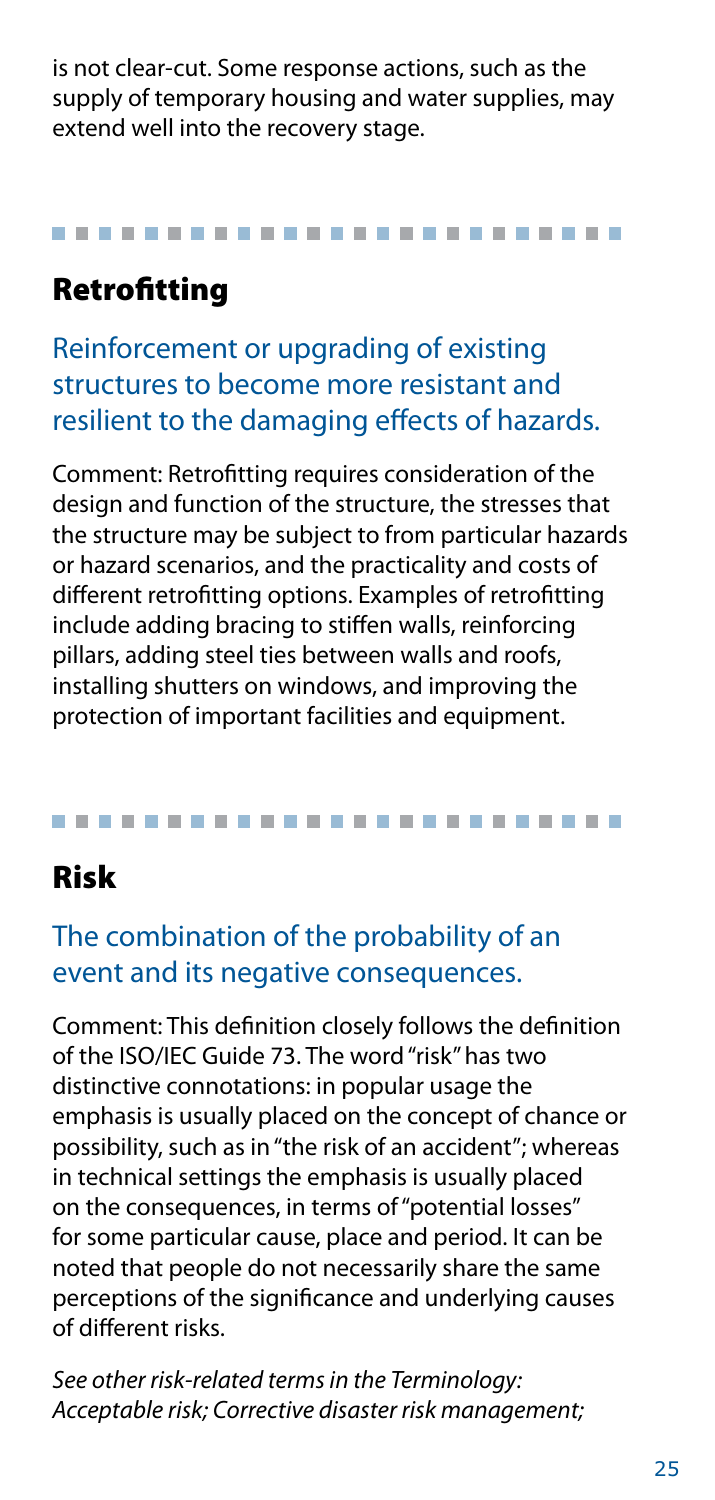is not clear-cut. Some response actions, such as the supply of temporary housing and water supplies, may extend well into the recovery stage.

## Retrofitting

### Reinforcement or upgrading of existing structures to become more resistant and resilient to the damaging effects of hazards.

Comment: Retrofitting requires consideration of the design and function of the structure, the stresses that the structure may be subject to from particular hazards or hazard scenarios, and the practicality and costs of different retrofitting options. Examples of retrofitting include adding bracing to stiffen walls, reinforcing pillars, adding steel ties between walls and roofs, installing shutters on windows, and improving the protection of important facilities and equipment.

## Risk

### The combination of the probability of an event and its negative consequences.

Comment: This definition closely follows the definition of the ISO/IEC Guide 73. The word "risk" has two distinctive connotations: in popular usage the emphasis is usually placed on the concept of chance or possibility, such as in "the risk of an accident"; whereas in technical settings the emphasis is usually placed on the consequences, in terms of "potential losses" for some particular cause, place and period. It can be noted that people do not necessarily share the same perceptions of the significance and underlying causes of different risks.

*See other risk-related terms in the Terminology: Acceptable risk; Corrective disaster risk management;*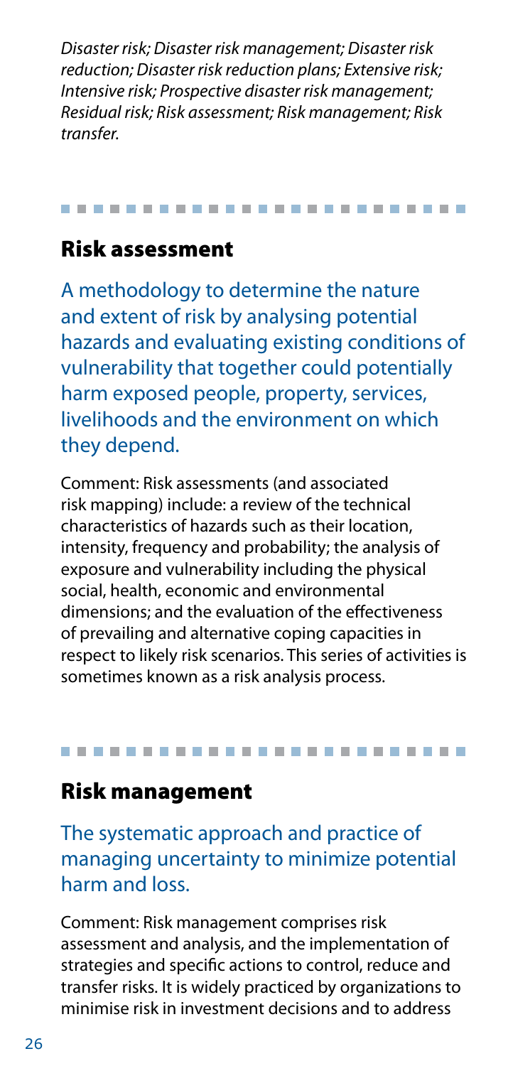*Disaster risk; Disaster risk management; Disaster risk reduction; Disaster risk reduction plans; Extensive risk; Intensive risk; Prospective disaster risk management; Residual risk; Risk assessment; Risk management; Risk transfer.*

## Risk assessment

A methodology to determine the nature and extent of risk by analysing potential hazards and evaluating existing conditions of vulnerability that together could potentially harm exposed people, property, services, livelihoods and the environment on which they depend.

Comment: Risk assessments (and associated risk mapping) include: a review of the technical characteristics of hazards such as their location, intensity, frequency and probability; the analysis of exposure and vulnerability including the physical social, health, economic and environmental dimensions; and the evaluation of the effectiveness of prevailing and alternative coping capacities in respect to likely risk scenarios. This series of activities is sometimes known as a risk analysis process.

## Risk management

The systematic approach and practice of managing uncertainty to minimize potential harm and loss.

Comment: Risk management comprises risk assessment and analysis, and the implementation of strategies and specific actions to control, reduce and transfer risks. It is widely practiced by organizations to minimise risk in investment decisions and to address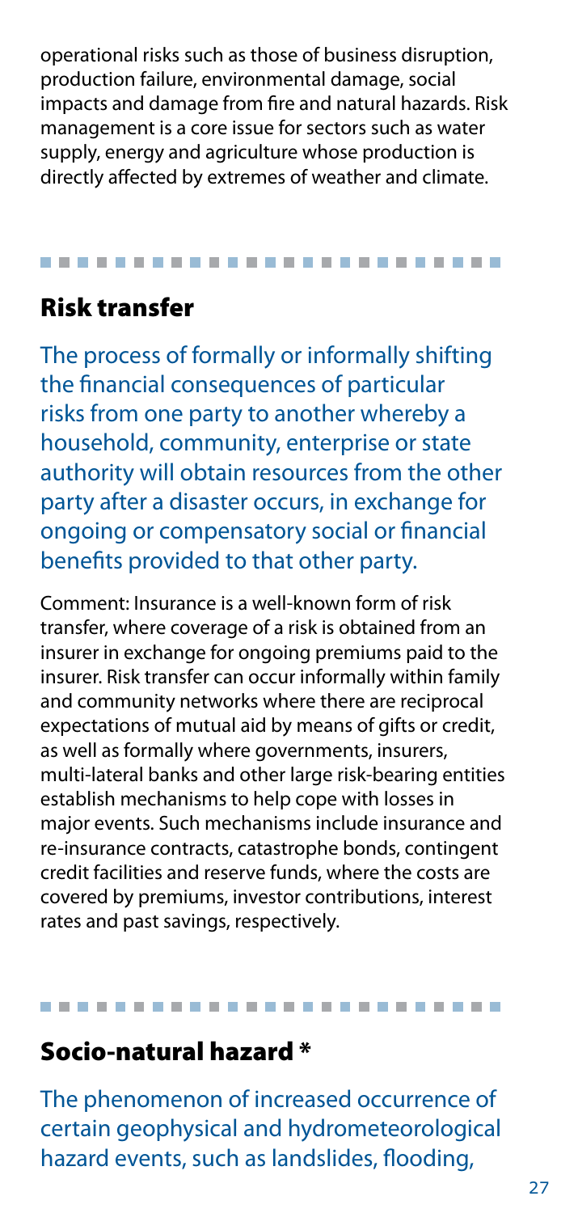operational risks such as those of business disruption, production failure, environmental damage, social impacts and damage from fire and natural hazards. Risk management is a core issue for sectors such as water supply, energy and agriculture whose production is directly affected by extremes of weather and climate.

## Risk transfer

The process of formally or informally shifting the financial consequences of particular risks from one party to another whereby a household, community, enterprise or state authority will obtain resources from the other party after a disaster occurs, in exchange for ongoing or compensatory social or financial benefits provided to that other party.

Comment: Insurance is a well-known form of risk transfer, where coverage of a risk is obtained from an insurer in exchange for ongoing premiums paid to the insurer. Risk transfer can occur informally within family and community networks where there are reciprocal expectations of mutual aid by means of gifts or credit, as well as formally where governments, insurers, multi-lateral banks and other large risk-bearing entities establish mechanisms to help cope with losses in major events. Such mechanisms include insurance and re-insurance contracts, catastrophe bonds, contingent credit facilities and reserve funds, where the costs are covered by premiums, investor contributions, interest rates and past savings, respectively.

## Socio-natural hazard *

The phenomenon of increased occurrence of certain geophysical and hydrometeorological hazard events, such as landslides, flooding,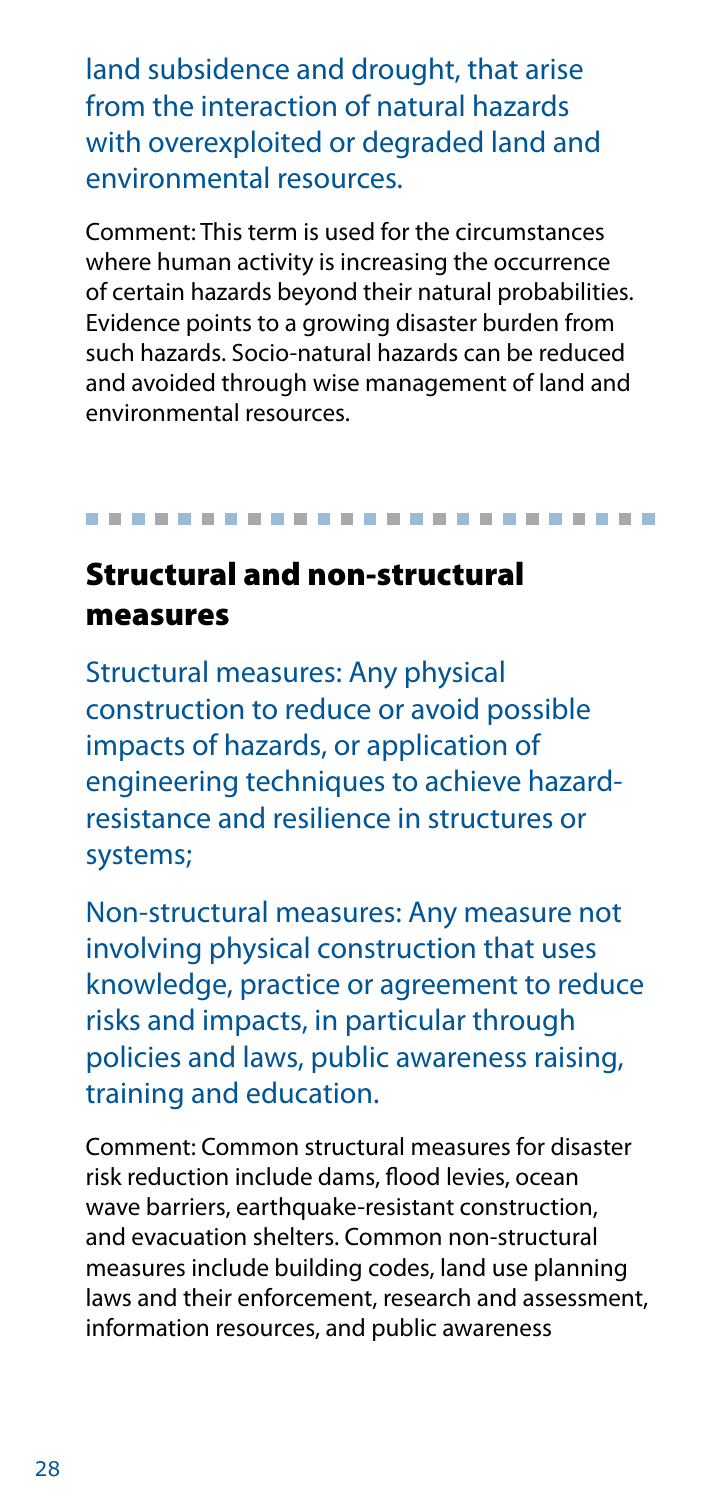land subsidence and drought, that arise from the interaction of natural hazards with overexploited or degraded land and environmental resources.

Comment: This term is used for the circumstances where human activity is increasing the occurrence of certain hazards beyond their natural probabilities. Evidence points to a growing disaster burden from such hazards. Socio-natural hazards can be reduced and avoided through wise management of land and environmental resources.

## Structural and non-structural measures

Structural measures: Any physical construction to reduce or avoid possible impacts of hazards, or application of engineering techniques to achieve hazard-resistance and resilience in structures or systems;

Non-structural measures: Any measure not involving physical construction that uses knowledge, practice or agreement to reduce risks and impacts, in particular through policies and laws, public awareness raising, training and education.

Comment: Common structural measures for disaster risk reduction include dams, flood levies, ocean wave barriers, earthquake-resistant construction, and evacuation shelters. Common non-structural measures include building codes, land use planning laws and their enforcement, research and assessment, information resources, and public awareness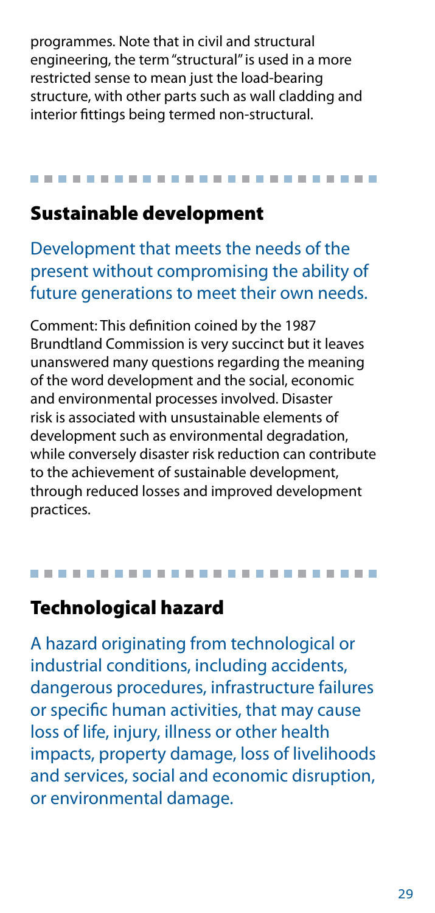programmes. Note that in civil and structural engineering, the term "structural" is used in a more restricted sense to mean just the load-bearing structure, with other parts such as wall cladding and interior fittings being termed non-structural.

## Sustainable development

Development that meets the needs of the present without compromising the ability of future generations to meet their own needs.

Comment: This definition coined by the 1987 Brundtland Commission is very succinct but it leaves unanswered many questions regarding the meaning of the word development and the social, economic and environmental processes involved. Disaster risk is associated with unsustainable elements of development such as environmental degradation, while conversely disaster risk reduction can contribute to the achievement of sustainable development, through reduced losses and improved development practices.

## Technological hazard

A hazard originating from technological or industrial conditions, including accidents, dangerous procedures, infrastructure failures or specific human activities, that may cause loss of life, injury, illness or other health impacts, property damage, loss of livelihoods and services, social and economic disruption, or environmental damage.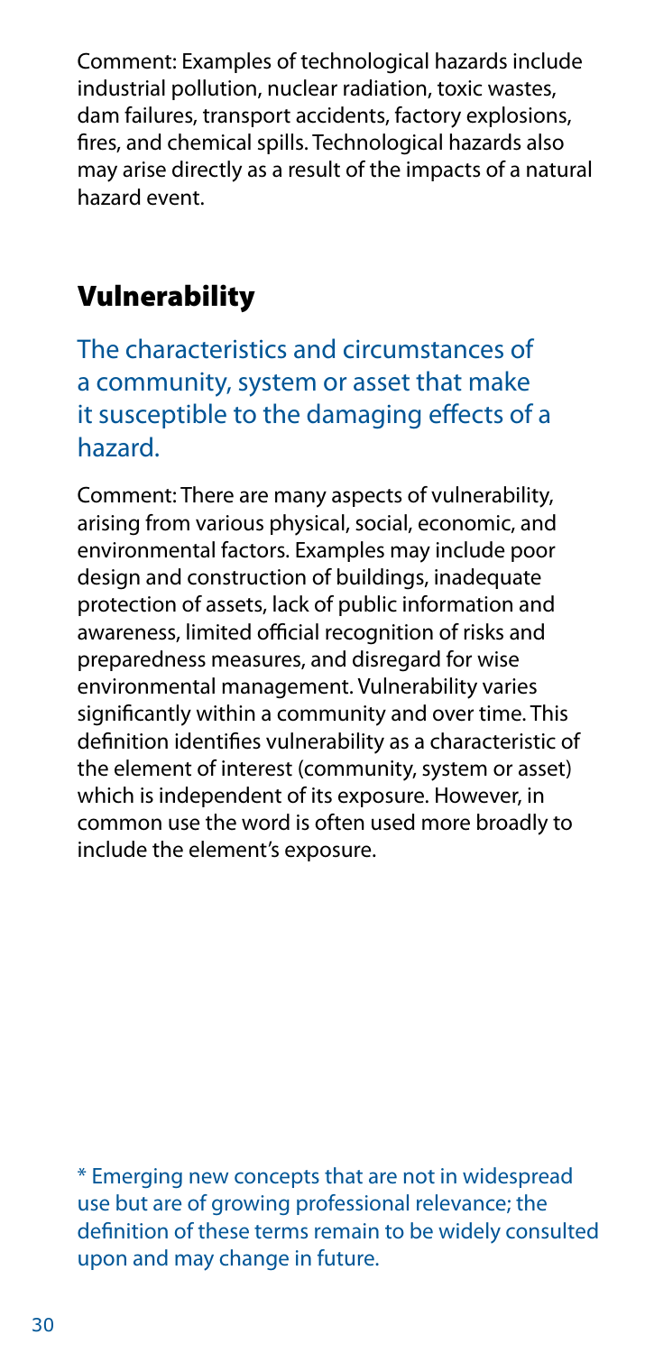Comment: Examples of technological hazards include industrial pollution, nuclear radiation, toxic wastes, dam failures, transport accidents, factory explosions, fires, and chemical spills. Technological hazards also may arise directly as a result of the impacts of a natural hazard event.

## Vulnerability

The characteristics and circumstances of a community, system or asset that make it susceptible to the damaging effects of a hazard.

Comment: There are many aspects of vulnerability, arising from various physical, social, economic, and environmental factors. Examples may include poor design and construction of buildings, inadequate protection of assets, lack of public information and awareness, limited official recognition of risks and preparedness measures, and disregard for wise environmental management. Vulnerability varies significantly within a community and over time. This definition identifies vulnerability as a characteristic of the element of interest (community, system or asset) which is independent of its exposure. However, in common use the word is often used more broadly to include the element's exposure.

* Emerging new concepts that are not in widespread use but are of growing professional relevance; the definition of these terms remain to be widely consulted upon and may change in future.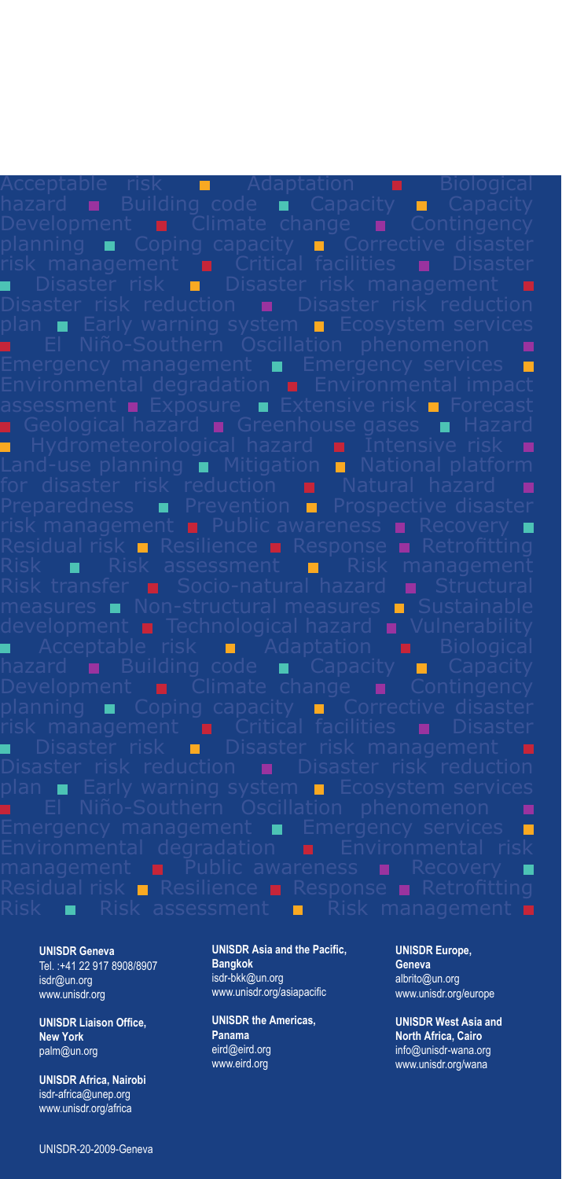Acceptable risk ■ Adaptation ■ Biological hazard ■ Building code ■ Capacity ■ Capacity Development ■ Climate change ■ Contingency planning ■ Coping capacity ■ Corrective disaster risk management ■ Critical facilities ■ Disaster ■ Disaster risk ■ Disaster risk management ■ Disaster risk reduction ■ Disaster risk reduction plan ■ Early warning system ■ Ecosystem services ■ El Niño-Southern Oscillation phenomenon ■ Emergency management ■ Emergency services ■ Environmental degradation ■ Environmental impact assessment ■ Exposure ■ Extensive risk ■ Forecast ■ Geological hazard ■ Greenhouse gases ■ Hazard ■ Hydrometeorological hazard ■ Intensive risk ■ Land-use planning ■ Mitigation ■ National platform for disaster risk reduction ■ Natural hazard ■ Preparedness ■ Prevention ■ Prospective disaster risk management ■ Public awareness ■ Recovery ■ Residual risk ■ Resilience ■ Response ■ Retrofitting Risk ■ Risk assessment ■ Risk management Risk transfer ■ Socio-natural hazard ■ Structural measures ■ Non-structural measures ■ Sustainable development ■ Technological hazard ■ Vulnerability ■ Acceptable risk ■ Adaptation ■ Biological hazard ■ Building code ■ Capacity ■ Capacity Development ■ Climate change ■ Contingency planning ■ Coping capacity ■ Corrective disaster risk management ■ Critical facilities ■ Disaster ■ Disaster risk ■ Disaster risk management ■ Disaster risk reduction ■ Disaster risk reduction plan ■ Early warning system ■ Ecosystem services ■ El Niño-Southern Oscillation phenomenon ■ Emergency management ■ Emergency services ■ Environmental degradation ■ Environmental risk management ■ Public awareness ■ Recovery ■ Residual risk ■ Resilience ■ Response ■ Retrofitting Risk ■ Risk assessment ■ Risk management ■

**UNISDR Geneva**
Tel. :+41 22 917 8908/8907
isdr@un.org
www.unisdr.org

**UNISDR Liaison Office, New York**
palm@un.org

**UNISDR Africa, Nairobi**
isdr-africa@unep.org
www.unisdr.org/africa

**UNISDR Asia and the Pacific, Bangkok**
isdr-bkk@un.org
www.unisdr.org/asiapacific

**UNISDR the Americas, Panama**
eird@eird.org
www.eird.org

**UNISDR Europe, Geneva**
albrito@un.org
www.unisdr.org/europe

**UNISDR West Asia and North Africa, Cairo**
info@unisdr-wana.org
www.unisdr.org/wana

UNISDR-20-2009-Geneva